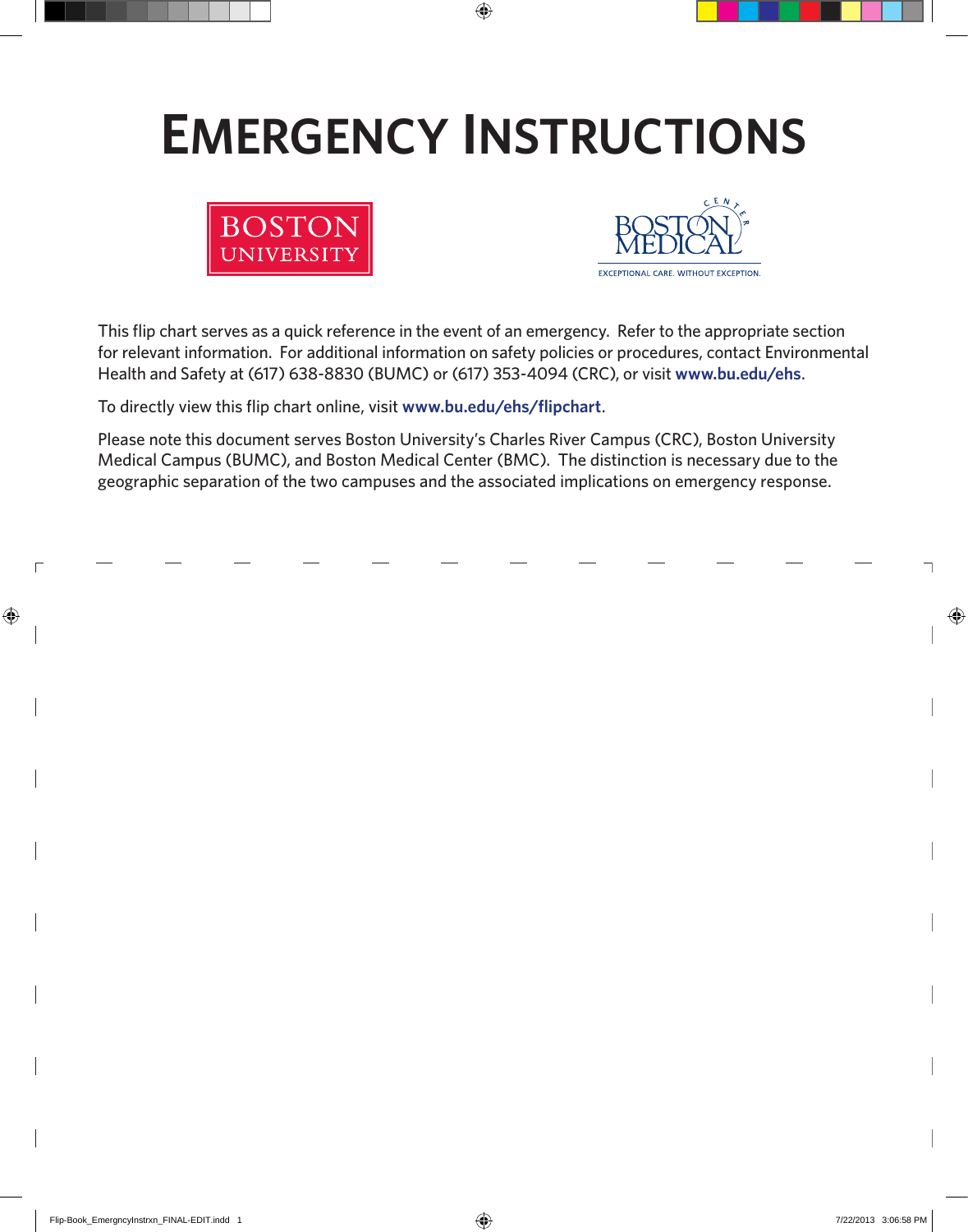# EMERGENCY INSTRUCTIONS

BOSTON UNIVERSITY

BOSTON MEDICAL CENTER
EXCEPTIONAL CARE. WITHOUT EXCEPTION.

This flip chart serves as a quick reference in the event of an emergency. Refer to the appropriate section for relevant information. For additional information on safety policies or procedures, contact Environmental Health and Safety at (617) 638-8830 (BUMC) or (617) 353-4094 (CRC), or visit **www.bu.edu/ehs**.

To directly view this flip chart online, visit **www.bu.edu/ehs/flipchart**.

Please note this document serves Boston University's Charles River Campus (CRC), Boston University Medical Campus (BUMC), and Boston Medical Center (BMC). The distinction is necessary due to the geographic separation of the two campuses and the associated implications on emergency response.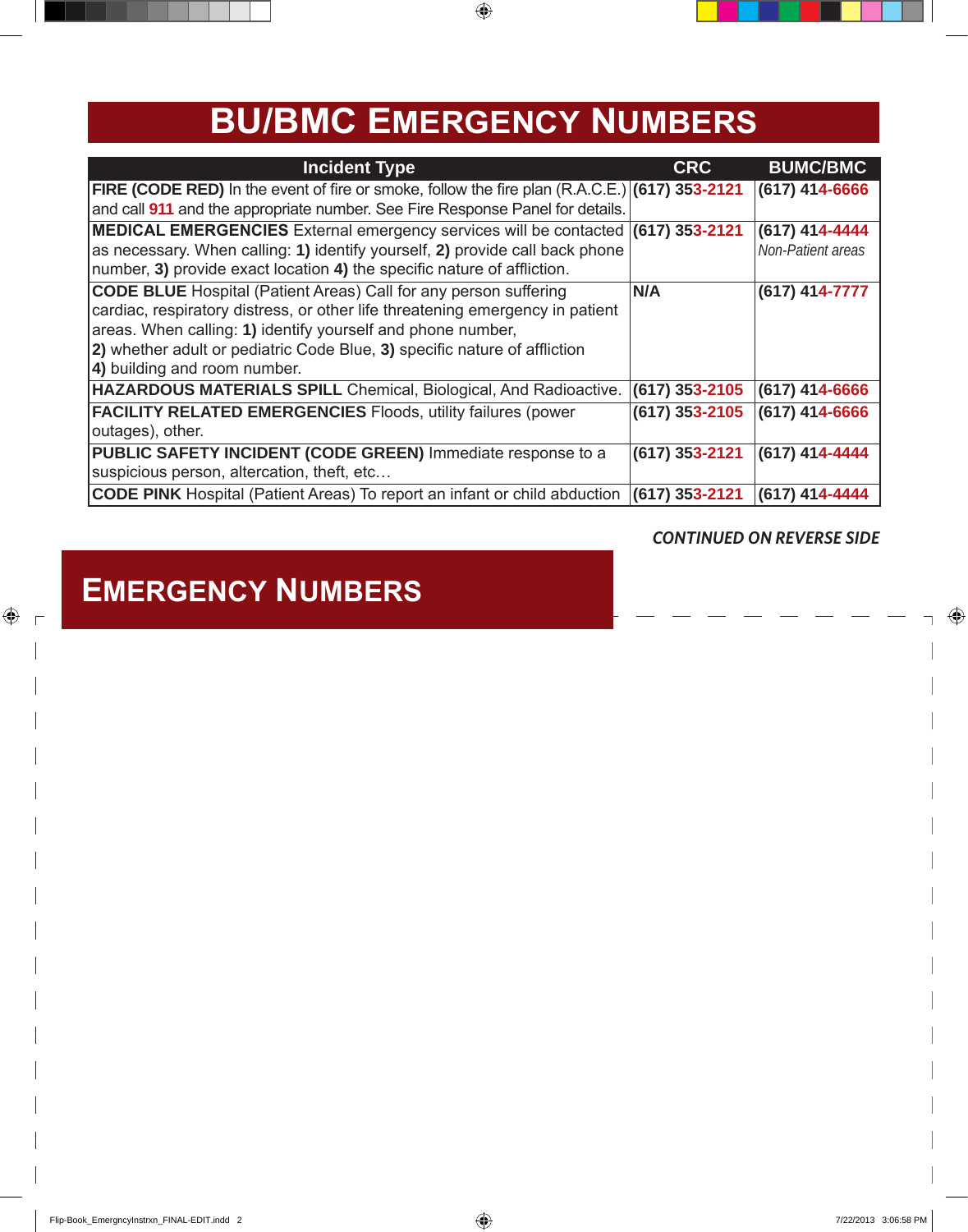# BU/BMC Emergency Numbers

| Incident Type | CRC | BUMC/BMC |
|---|---|---|
| **FIRE (CODE RED)** In the event of fire or smoke, follow the fire plan (R.A.C.E.) and call **911** and the appropriate number. See Fire Response Panel for details. | **(617) 353-2121** | **(617) 414-6666** |
| **MEDICAL EMERGENCIES** External emergency services will be contacted as necessary. When calling: **1)** identify yourself, **2)** provide call back phone number, **3)** provide exact location **4)** the specific nature of affliction. | **(617) 353-2121** | **(617) 414-4444** *Non-Patient areas* |
| **CODE BLUE** Hospital (Patient Areas) Call for any person suffering cardiac, respiratory distress, or other life threatening emergency in patient areas. When calling: **1)** identify yourself and phone number, **2)** whether adult or pediatric Code Blue, **3)** specific nature of affliction **4)** building and room number. | **N/A** | **(617) 414-7777** |
| **HAZARDOUS MATERIALS SPILL** Chemical, Biological, And Radioactive. | **(617) 353-2105** | **(617) 414-6666** |
| **FACILITY RELATED EMERGENCIES** Floods, utility failures (power outages), other. | **(617) 353-2105** | **(617) 414-6666** |
| **PUBLIC SAFETY INCIDENT (CODE GREEN)** Immediate response to a suspicious person, altercation, theft, etc… | **(617) 353-2121** | **(617) 414-4444** |
| **CODE PINK** Hospital (Patient Areas) To report an infant or child abduction | **(617) 353-2121** | **(617) 414-4444** |

***CONTINUED ON REVERSE SIDE***

# Emergency Numbers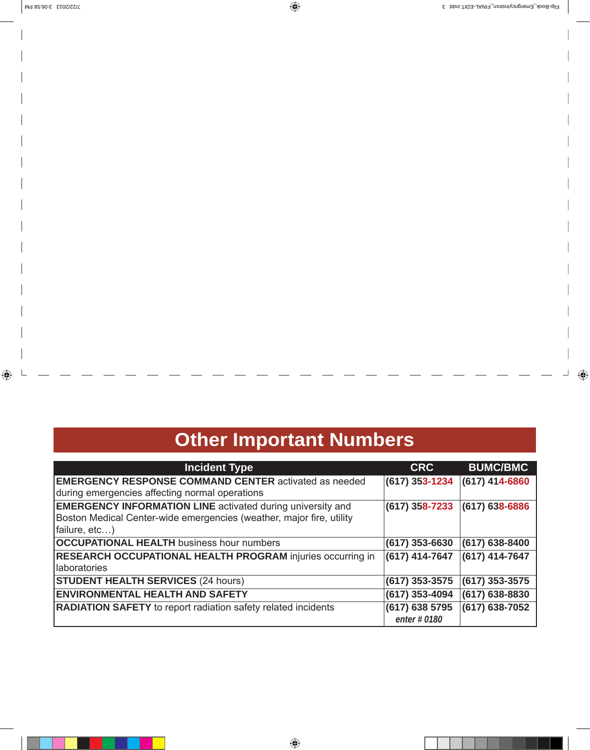# Other Important Numbers

| Incident Type | CRC | BUMC/BMC |
|---|---|---|
| **EMERGENCY RESPONSE COMMAND CENTER** activated as needed during emergencies affecting normal operations | **(617) 353-1234** | **(617) 414-6860** |
| **EMERGENCY INFORMATION LINE** activated during university and Boston Medical Center-wide emergencies (weather, major fire, utility failure, etc…) | **(617) 358-7233** | **(617) 638-6886** |
| **OCCUPATIONAL HEALTH** business hour numbers | **(617) 353-6630** | **(617) 638-8400** |
| **RESEARCH OCCUPATIONAL HEALTH PROGRAM** injuries occurring in laboratories | **(617) 414-7647** | **(617) 414-7647** |
| **STUDENT HEALTH SERVICES** (24 hours) | **(617) 353-3575** | **(617) 353-3575** |
| **ENVIRONMENTAL HEALTH AND SAFETY** | **(617) 353-4094** | **(617) 638-8830** |
| **RADIATION SAFETY** to report radiation safety related incidents | **(617) 638 5795** ***enter # 0180*** | **(617) 638-7052** |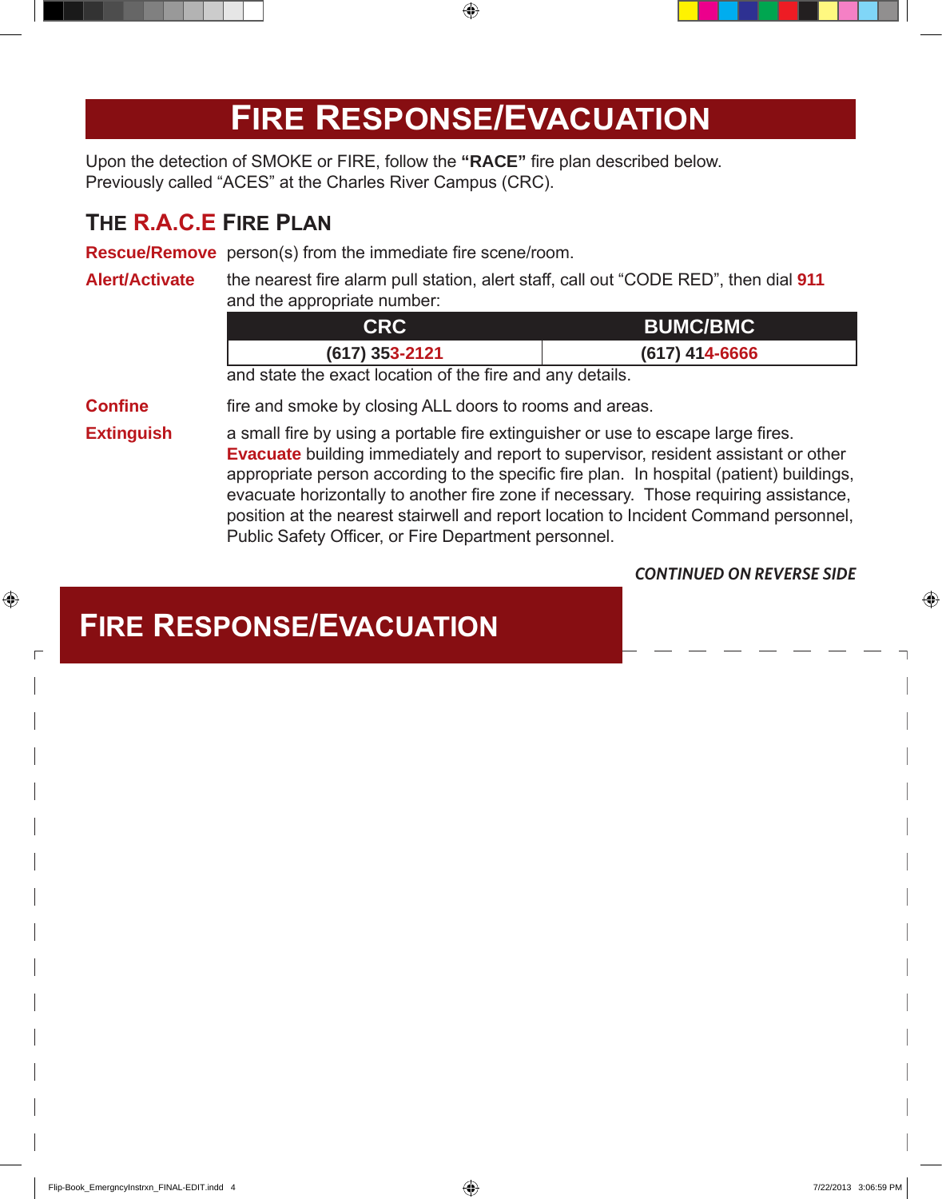# FIRE RESPONSE/EVACUATION

Upon the detection of SMOKE or FIRE, follow the **"RACE"** fire plan described below. Previously called "ACES" at the Charles River Campus (CRC).

## THE R.A.C.E FIRE PLAN

**Rescue/Remove** person(s) from the immediate fire scene/room.

**Alert/Activate** the nearest fire alarm pull station, alert staff, call out "CODE RED", then dial **911** and the appropriate number:

| CRC | BUMC/BMC |
|---|---|
| **(617) 353-2121** | **(617) 414-6666** |

and state the exact location of the fire and any details.

**Confine** fire and smoke by closing ALL doors to rooms and areas.

**Extinguish** a small fire by using a portable fire extinguisher or use to escape large fires. **Evacuate** building immediately and report to supervisor, resident assistant or other appropriate person according to the specific fire plan. In hospital (patient) buildings, evacuate horizontally to another fire zone if necessary. Those requiring assistance, position at the nearest stairwell and report location to Incident Command personnel, Public Safety Officer, or Fire Department personnel.

***CONTINUED ON REVERSE SIDE***

# FIRE RESPONSE/EVACUATION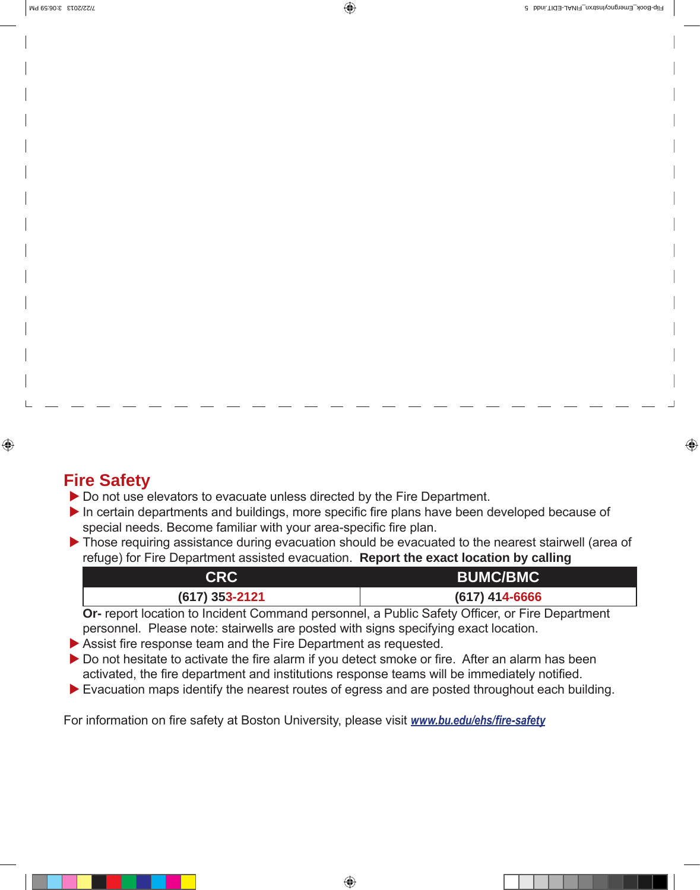## Fire Safety

- Do not use elevators to evacuate unless directed by the Fire Department.
- In certain departments and buildings, more specific fire plans have been developed because of special needs. Become familiar with your area-specific fire plan.
- Those requiring assistance during evacuation should be evacuated to the nearest stairwell (area of refuge) for Fire Department assisted evacuation. **Report the exact location by calling**

| CRC | BUMC/BMC |
|---|---|
| **(617) 353-2121** | **(617) 414-6666** |

**Or-** report location to Incident Command personnel, a Public Safety Officer, or Fire Department personnel. Please note: stairwells are posted with signs specifying exact location.

- Assist fire response team and the Fire Department as requested.
- Do not hesitate to activate the fire alarm if you detect smoke or fire. After an alarm has been activated, the fire department and institutions response teams will be immediately notified.
- Evacuation maps identify the nearest routes of egress and are posted throughout each building.

For information on fire safety at Boston University, please visit ***www.bu.edu/ehs/fire-safety***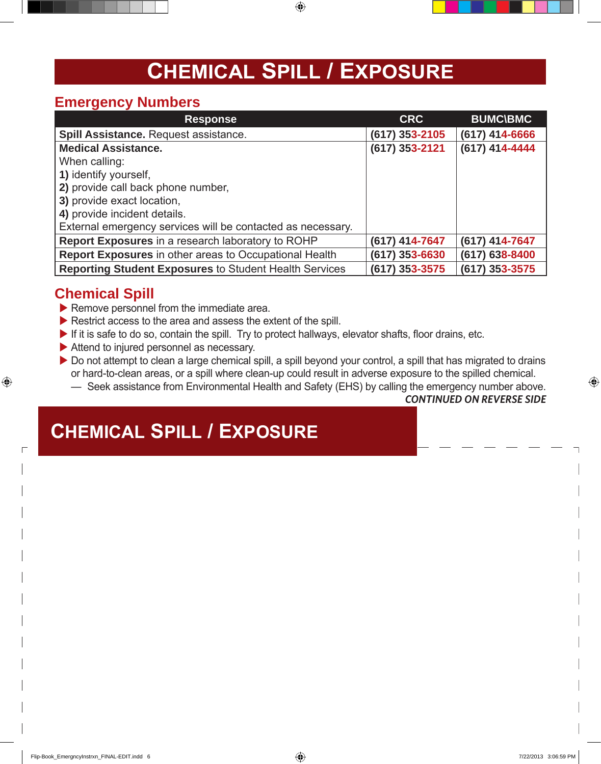# CHEMICAL SPILL / EXPOSURE

## Emergency Numbers

| Response | CRC | BUMC\BMC |
| --- | --- | --- |
| **Spill Assistance.** Request assistance. | (617) 353-2105 | (617) 414-6666 |
| **Medical Assistance.** When calling: **1)** identify yourself, **2)** provide call back phone number, **3)** provide exact location, **4)** provide incident details. External emergency services will be contacted as necessary. | (617) 353-2121 | (617) 414-4444 |
| **Report Exposures** in a research laboratory to ROHP | (617) 414-7647 | (617) 414-7647 |
| **Report Exposures** in other areas to Occupational Health | (617) 353-6630 | (617) 638-8400 |
| **Reporting Student Exposures** to Student Health Services | (617) 353-3575 | (617) 353-3575 |

## Chemical Spill

- Remove personnel from the immediate area.
- Restrict access to the area and assess the extent of the spill.
- If it is safe to do so, contain the spill. Try to protect hallways, elevator shafts, floor drains, etc.
- Attend to injured personnel as necessary.
- Do not attempt to clean a large chemical spill, a spill beyond your control, a spill that has migrated to drains or hard-to-clean areas, or a spill where clean-up could result in adverse exposure to the spilled chemical.
  — Seek assistance from Environmental Health and Safety (EHS) by calling the emergency number above.

***CONTINUED ON REVERSE SIDE***

# CHEMICAL SPILL / EXPOSURE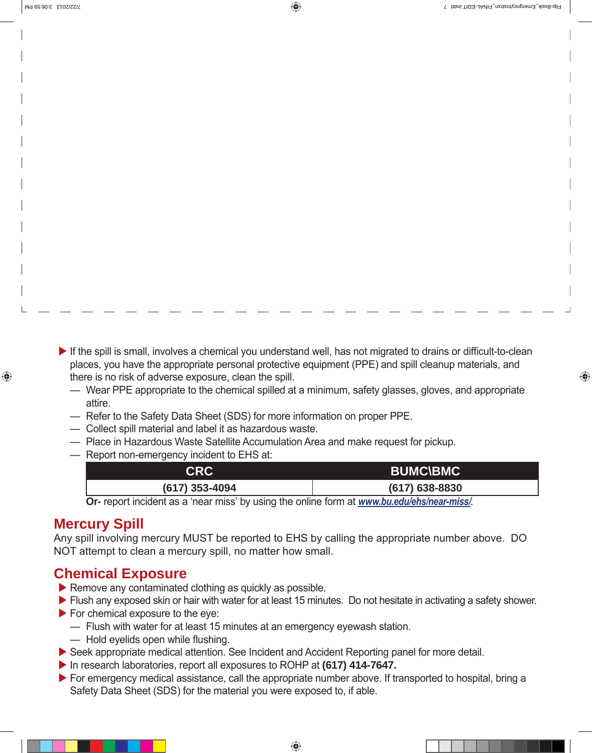- If the spill is small, involves a chemical you understand well, has not migrated to drains or difficult-to-clean places, you have the appropriate personal protective equipment (PPE) and spill cleanup materials, and there is no risk of adverse exposure, clean the spill.
  - Wear PPE appropriate to the chemical spilled at a minimum, safety glasses, gloves, and appropriate attire.
  - Refer to the Safety Data Sheet (SDS) for more information on proper PPE.
  - Collect spill material and label it as hazardous waste.
  - Place in Hazardous Waste Satellite Accumulation Area and make request for pickup.
  - Report non-emergency incident to EHS at:

| CRC | BUMC\BMC |
| --- | --- |
| (617) 353-4094 | (617) 638-8830 |

**Or-** report incident as a 'near miss' by using the online form at ***www.bu.edu/ehs/near-miss/***.

## Mercury Spill

Any spill involving mercury MUST be reported to EHS by calling the appropriate number above. DO NOT attempt to clean a mercury spill, no matter how small.

## Chemical Exposure

- Remove any contaminated clothing as quickly as possible.
- Flush any exposed skin or hair with water for at least 15 minutes. Do not hesitate in activating a safety shower.
- For chemical exposure to the eye:
  - Flush with water for at least 15 minutes at an emergency eyewash station.
  - Hold eyelids open while flushing.
- Seek appropriate medical attention. See Incident and Accident Reporting panel for more detail.
- In research laboratories, report all exposures to ROHP at **(617) 414-7647.**
- For emergency medical assistance, call the appropriate number above. If transported to hospital, bring a Safety Data Sheet (SDS) for the material you were exposed to, if able.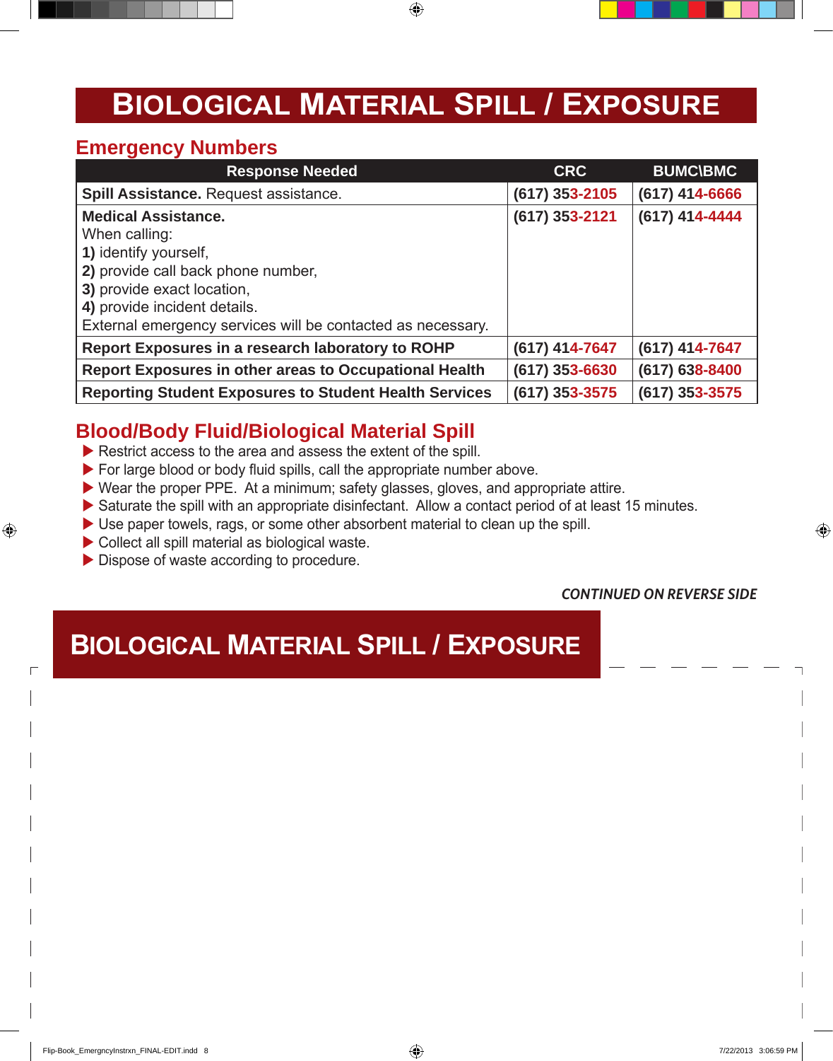# Biological Material Spill / Exposure

## Emergency Numbers

| Response Needed | CRC | BUMC\BMC |
|---|---|---|
| **Spill Assistance.** Request assistance. | **(617) 353-2105** | **(617) 414-6666** |
| **Medical Assistance.**<br>When calling:<br>**1)** identify yourself,<br>**2)** provide call back phone number,<br>**3)** provide exact location,<br>**4)** provide incident details.<br>External emergency services will be contacted as necessary. | **(617) 353-2121** | **(617) 414-4444** |
| **Report Exposures in a research laboratory to ROHP** | **(617) 414-7647** | **(617) 414-7647** |
| **Report Exposures in other areas to Occupational Health** | **(617) 353-6630** | **(617) 638-8400** |
| **Reporting Student Exposures to Student Health Services** | **(617) 353-3575** | **(617) 353-3575** |

## Blood/Body Fluid/Biological Material Spill

- Restrict access to the area and assess the extent of the spill.
- For large blood or body fluid spills, call the appropriate number above.
- Wear the proper PPE. At a minimum; safety glasses, gloves, and appropriate attire.
- Saturate the spill with an appropriate disinfectant. Allow a contact period of at least 15 minutes.
- Use paper towels, rags, or some other absorbent material to clean up the spill.
- Collect all spill material as biological waste.
- Dispose of waste according to procedure.

***CONTINUED ON REVERSE SIDE***

# Biological Material Spill / Exposure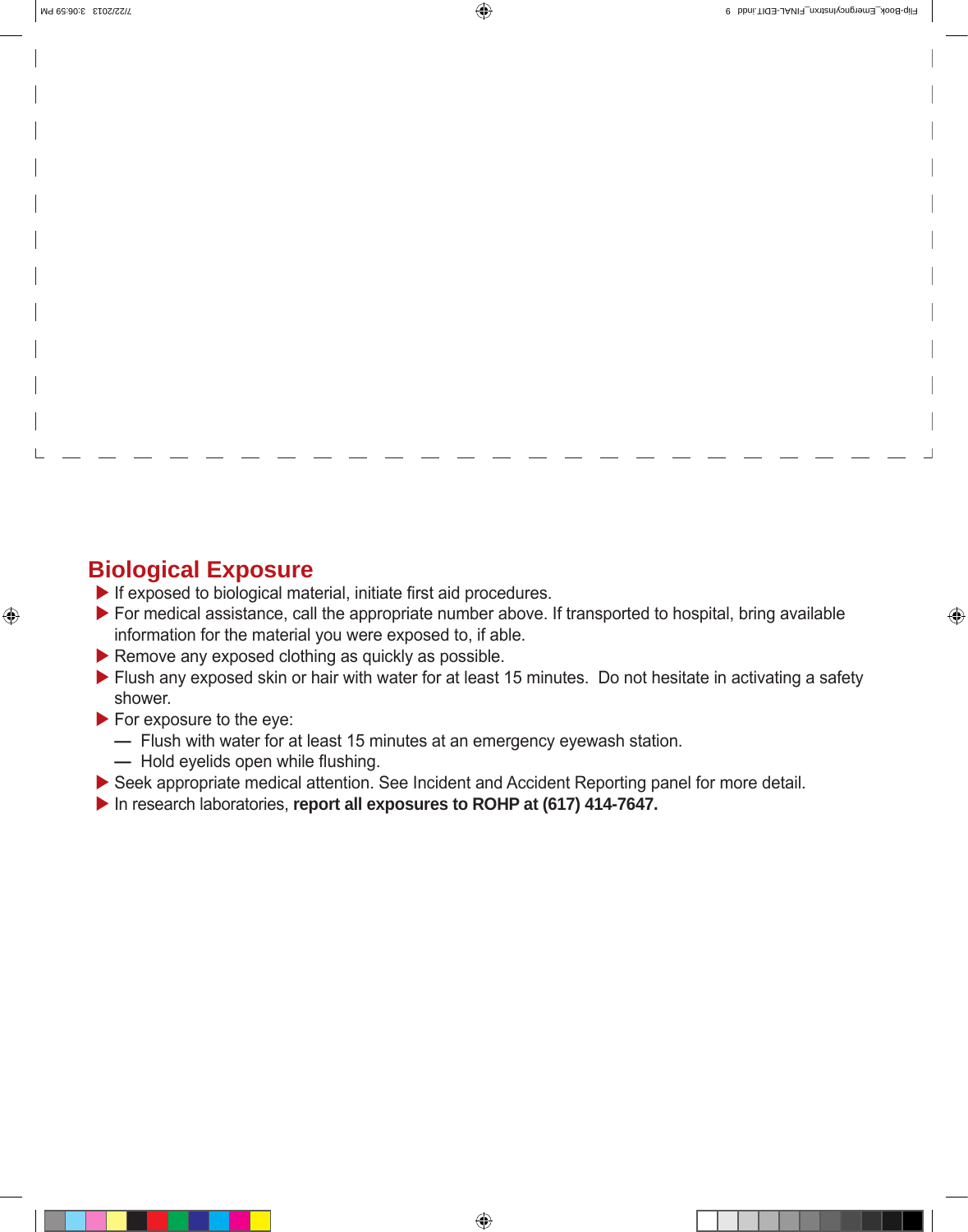## Biological Exposure

- If exposed to biological material, initiate first aid procedures.
- For medical assistance, call the appropriate number above. If transported to hospital, bring available information for the material you were exposed to, if able.
- Remove any exposed clothing as quickly as possible.
- Flush any exposed skin or hair with water for at least 15 minutes. Do not hesitate in activating a safety shower.
- For exposure to the eye:
  - Flush with water for at least 15 minutes at an emergency eyewash station.
  - Hold eyelids open while flushing.
- Seek appropriate medical attention. See Incident and Accident Reporting panel for more detail.
- In research laboratories, **report all exposures to ROHP at (617) 414-7647.**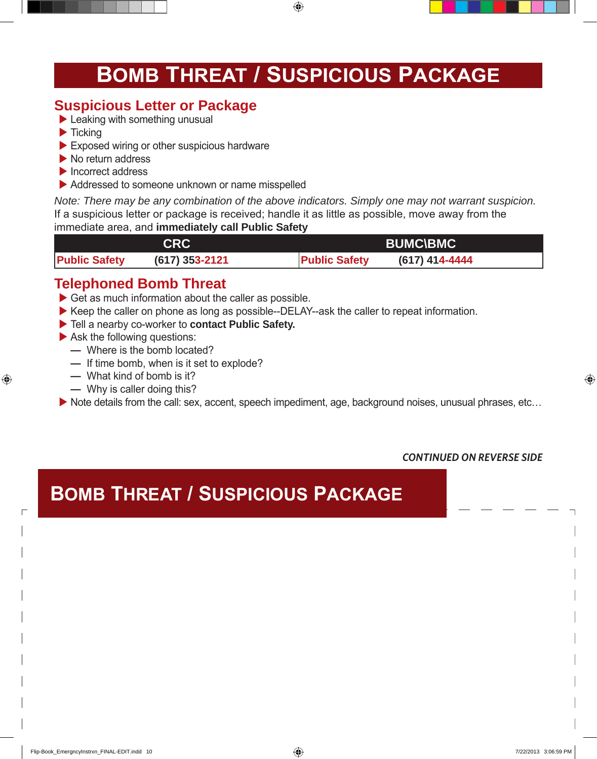# Bomb Threat / Suspicious Package

## Suspicious Letter or Package

- Leaking with something unusual
- Ticking
- Exposed wiring or other suspicious hardware
- No return address
- Incorrect address
- Addressed to someone unknown or name misspelled

*Note: There may be any combination of the above indicators. Simply one may not warrant suspicion.*
If a suspicious letter or package is received; handle it as little as possible, move away from the immediate area, and **immediately call Public Safety**

| CRC | | BUMC\BMC | |
|---|---|---|---|
| **Public Safety** | **(617) 353-2121** | **Public Safety** | **(617) 414-4444** |

## Telephoned Bomb Threat

- Get as much information about the caller as possible.
- Keep the caller on phone as long as possible--DELAY--ask the caller to repeat information.
- Tell a nearby co-worker to **contact Public Safety.**
- Ask the following questions:
  - Where is the bomb located?
  - If time bomb, when is it set to explode?
  - What kind of bomb is it?
  - Why is caller doing this?
- Note details from the call: sex, accent, speech impediment, age, background noises, unusual phrases, etc…

***CONTINUED ON REVERSE SIDE***

# Bomb Threat / Suspicious Package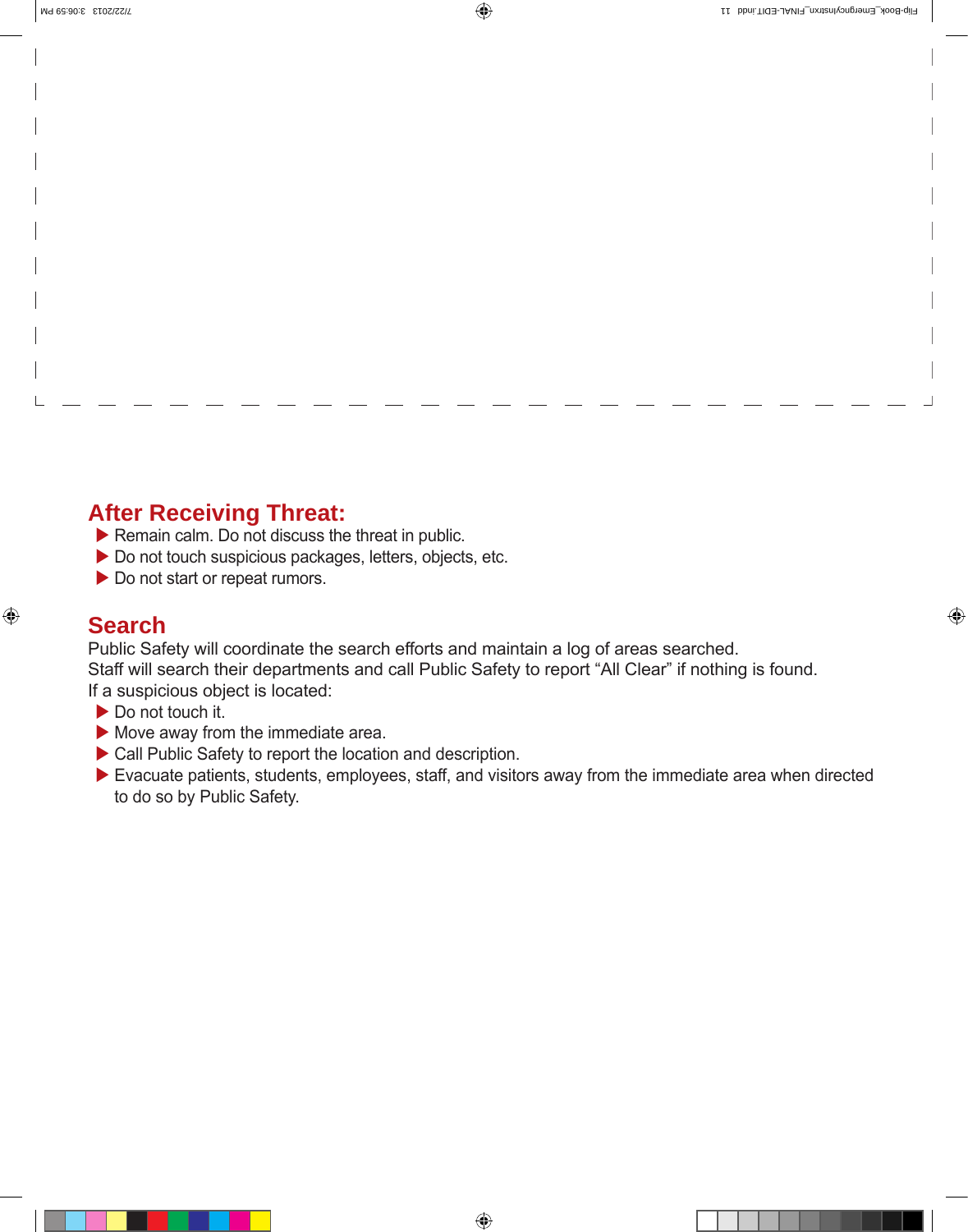## After Receiving Threat:

- Remain calm. Do not discuss the threat in public.
- Do not touch suspicious packages, letters, objects, etc.
- Do not start or repeat rumors.

## Search

Public Safety will coordinate the search efforts and maintain a log of areas searched.
Staff will search their departments and call Public Safety to report “All Clear” if nothing is found.
If a suspicious object is located:

- Do not touch it.
- Move away from the immediate area.
- Call Public Safety to report the location and description.
- Evacuate patients, students, employees, staff, and visitors away from the immediate area when directed to do so by Public Safety.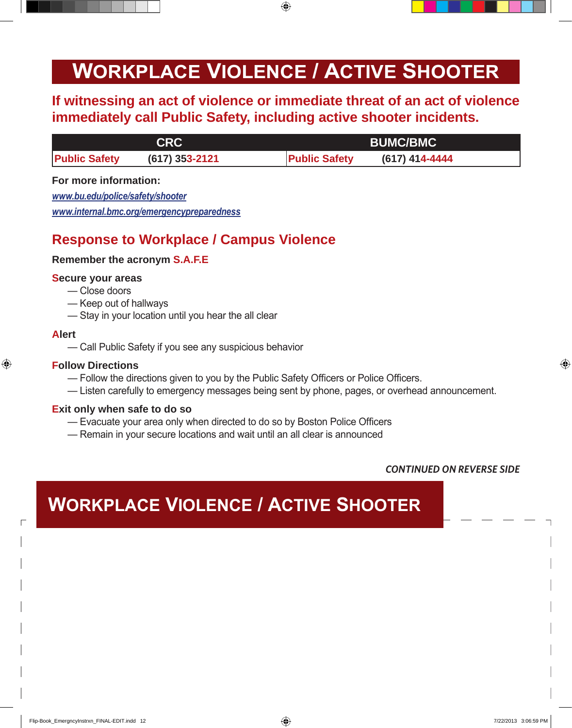# WORKPLACE VIOLENCE / ACTIVE SHOOTER

**If witnessing an act of violence or immediate threat of an act of violence immediately call Public Safety, including active shooter incidents.**

| CRC | | BUMC/BMC | |
|---|---|---|---|
| Public Safety | (617) 353-2121 | Public Safety | (617) 414-4444 |

**For more information:**

*www.bu.edu/police/safety/shooter*

*www.internal.bmc.org/emergencypreparedness*

## Response to Workplace / Campus Violence

**Remember the acronym S.A.F.E**

**Secure your areas**

- Close doors
- Keep out of hallways
- Stay in your location until you hear the all clear

**Alert**

- Call Public Safety if you see any suspicious behavior

**Follow Directions**

- Follow the directions given to you by the Public Safety Officers or Police Officers.
- Listen carefully to emergency messages being sent by phone, pages, or overhead announcement.

**Exit only when safe to do so**

- Evacuate your area only when directed to do so by Boston Police Officers
- Remain in your secure locations and wait until an all clear is announced

*CONTINUED ON REVERSE SIDE*

# WORKPLACE VIOLENCE / ACTIVE SHOOTER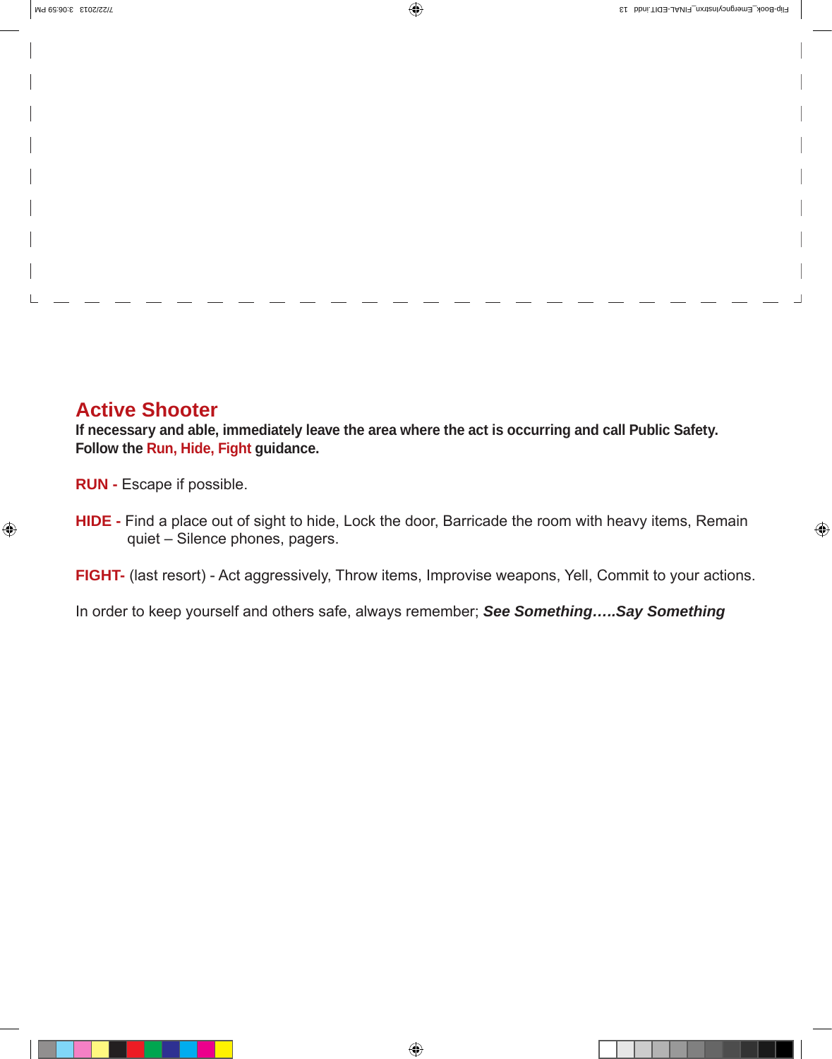## Active Shooter

**If necessary and able, immediately leave the area where the act is occurring and call Public Safety. Follow the Run, Hide, Fight guidance.**

**RUN -** Escape if possible.

**HIDE -** Find a place out of sight to hide, Lock the door, Barricade the room with heavy items, Remain quiet – Silence phones, pagers.

**FIGHT-** (last resort) - Act aggressively, Throw items, Improvise weapons, Yell, Commit to your actions.

In order to keep yourself and others safe, always remember; ***See Something…..Say Something***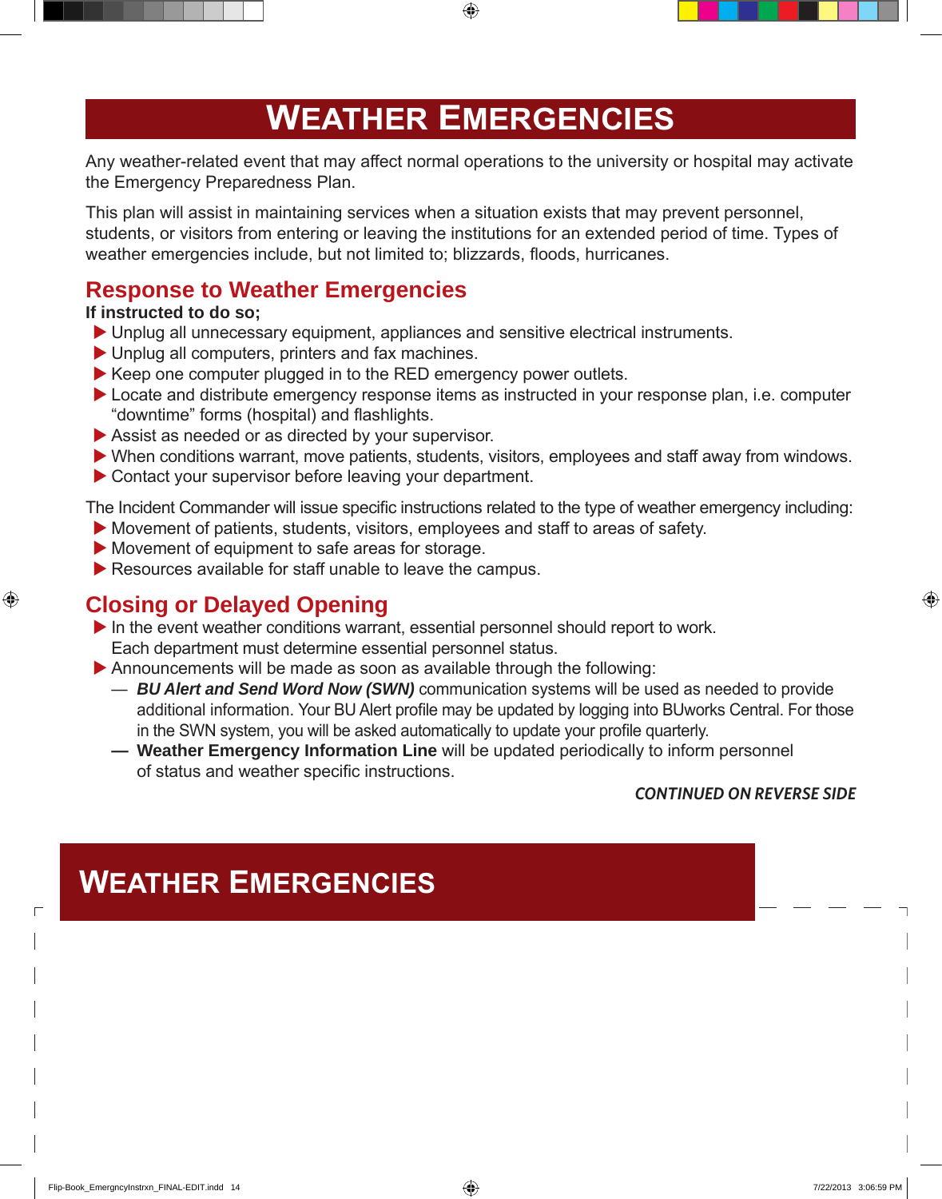# WEATHER EMERGENCIES

Any weather-related event that may affect normal operations to the university or hospital may activate the Emergency Preparedness Plan.

This plan will assist in maintaining services when a situation exists that may prevent personnel, students, or visitors from entering or leaving the institutions for an extended period of time. Types of weather emergencies include, but not limited to; blizzards, floods, hurricanes.

## Response to Weather Emergencies

**If instructed to do so;**

- Unplug all unnecessary equipment, appliances and sensitive electrical instruments.
- Unplug all computers, printers and fax machines.
- Keep one computer plugged in to the RED emergency power outlets.
- Locate and distribute emergency response items as instructed in your response plan, i.e. computer “downtime” forms (hospital) and flashlights.
- Assist as needed or as directed by your supervisor.
- When conditions warrant, move patients, students, visitors, employees and staff away from windows.
- Contact your supervisor before leaving your department.

The Incident Commander will issue specific instructions related to the type of weather emergency including:

- Movement of patients, students, visitors, employees and staff to areas of safety.
- Movement of equipment to safe areas for storage.
- Resources available for staff unable to leave the campus.

## Closing or Delayed Opening

- In the event weather conditions warrant, essential personnel should report to work. Each department must determine essential personnel status.
- Announcements will be made as soon as available through the following:
  - ***BU Alert and Send Word Now (SWN)*** communication systems will be used as needed to provide additional information. Your BU Alert profile may be updated by logging into BUworks Central. For those in the SWN system, you will be asked automatically to update your profile quarterly.
  - **Weather Emergency Information Line** will be updated periodically to inform personnel of status and weather specific instructions.

***CONTINUED ON REVERSE SIDE***

# WEATHER EMERGENCIES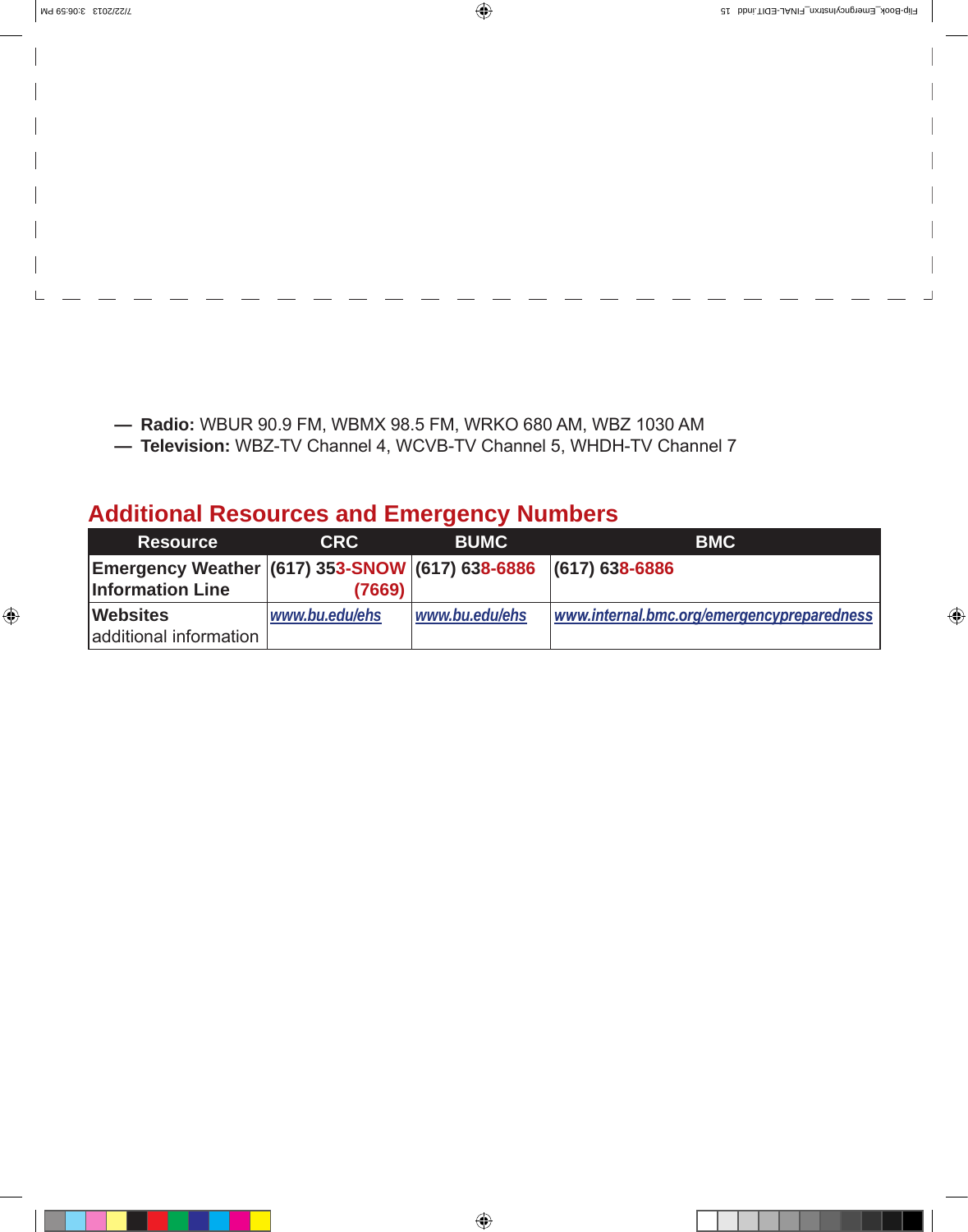- **Radio:** WBUR 90.9 FM, WBMX 98.5 FM, WRKO 680 AM, WBZ 1030 AM
- **Television:** WBZ-TV Channel 4, WCVB-TV Channel 5, WHDH-TV Channel 7

## Additional Resources and Emergency Numbers

| Resource | CRC | BUMC | BMC |
|---|---|---|---|
| **Emergency Weather Information Line** | **(617) 353-SNOW (7669)** | **(617) 638-6886** | **(617) 638-6886** |
| **Websites** additional information | *www.bu.edu/ehs* | *www.bu.edu/ehs* | *www.internal.bmc.org/emergencypreparedness* |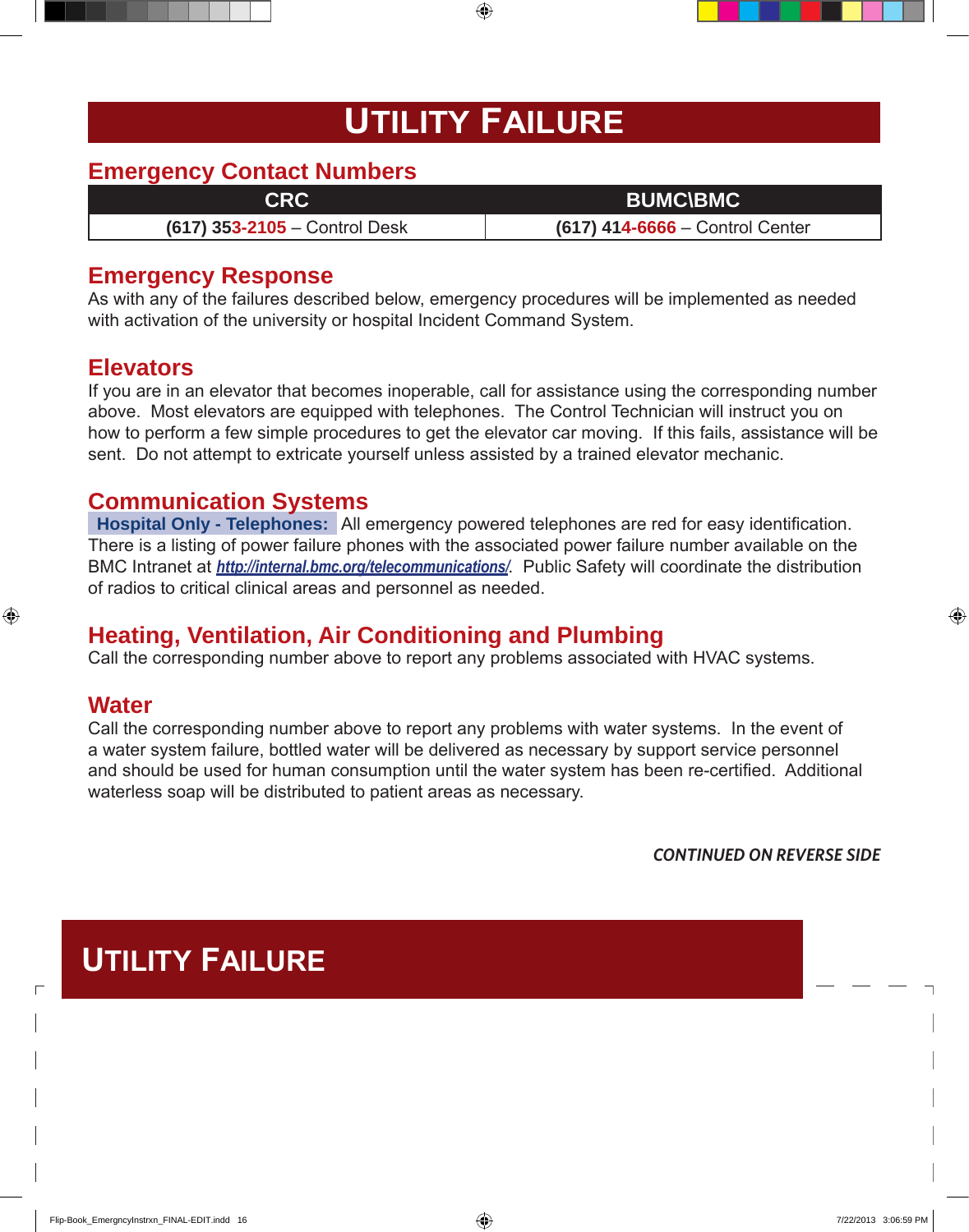# UTILITY FAILURE

## Emergency Contact Numbers

| CRC | BUMC\BMC |
|---|---|
| **(617) 353-2105** – Control Desk | **(617) 414-6666** – Control Center |

## Emergency Response

As with any of the failures described below, emergency procedures will be implemented as needed with activation of the university or hospital Incident Command System.

## Elevators

If you are in an elevator that becomes inoperable, call for assistance using the corresponding number above. Most elevators are equipped with telephones. The Control Technician will instruct you on how to perform a few simple procedures to get the elevator car moving. If this fails, assistance will be sent. Do not attempt to extricate yourself unless assisted by a trained elevator mechanic.

## Communication Systems

**Hospital Only - Telephones:** All emergency powered telephones are red for easy identification. There is a listing of power failure phones with the associated power failure number available on the BMC Intranet at *http://internal.bmc.org/telecommunications/*. Public Safety will coordinate the distribution of radios to critical clinical areas and personnel as needed.

## Heating, Ventilation, Air Conditioning and Plumbing

Call the corresponding number above to report any problems associated with HVAC systems.

## Water

Call the corresponding number above to report any problems with water systems. In the event of a water system failure, bottled water will be delivered as necessary by support service personnel and should be used for human consumption until the water system has been re-certified. Additional waterless soap will be distributed to patient areas as necessary.

***CONTINUED ON REVERSE SIDE***

# UTILITY FAILURE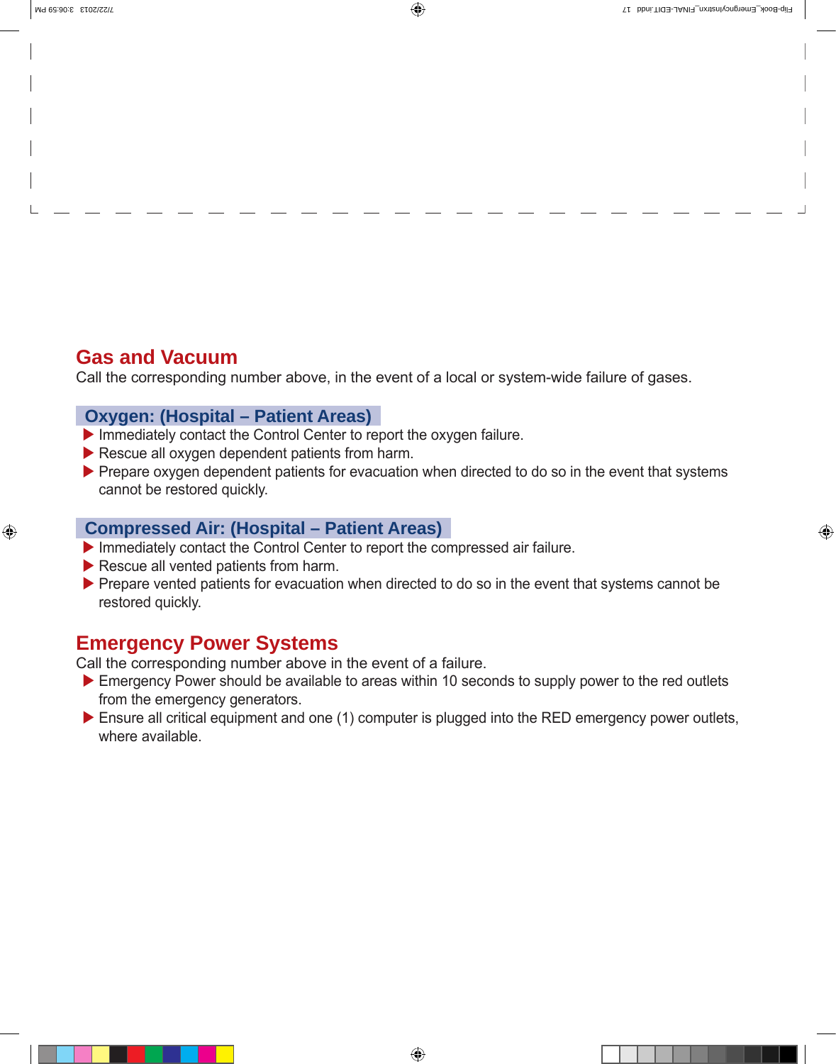## Gas and Vacuum

Call the corresponding number above, in the event of a local or system-wide failure of gases.

### Oxygen: (Hospital – Patient Areas)

- Immediately contact the Control Center to report the oxygen failure.
- Rescue all oxygen dependent patients from harm.
- Prepare oxygen dependent patients for evacuation when directed to do so in the event that systems cannot be restored quickly.

### Compressed Air: (Hospital – Patient Areas)

- Immediately contact the Control Center to report the compressed air failure.
- Rescue all vented patients from harm.
- Prepare vented patients for evacuation when directed to do so in the event that systems cannot be restored quickly.

## Emergency Power Systems

Call the corresponding number above in the event of a failure.

- Emergency Power should be available to areas within 10 seconds to supply power to the red outlets from the emergency generators.
- Ensure all critical equipment and one (1) computer is plugged into the RED emergency power outlets, where available.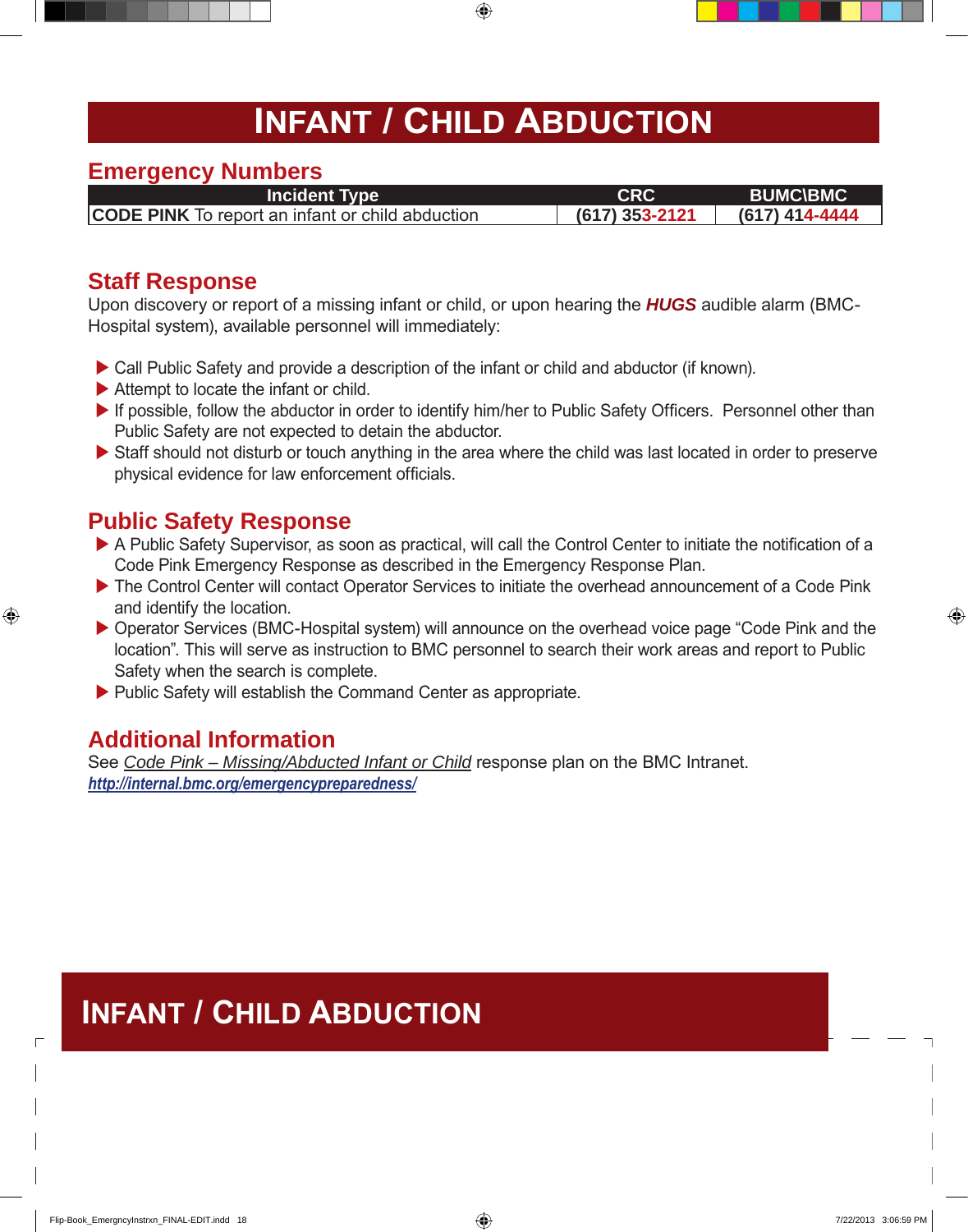# INFANT / CHILD ABDUCTION

## Emergency Numbers

| Incident Type | CRC | BUMC\BMC |
|---|---|---|
| **CODE PINK** To report an infant or child abduction | **(617) 353-2121** | **(617) 414-4444** |

## Staff Response

Upon discovery or report of a missing infant or child, or upon hearing the ***HUGS*** audible alarm (BMC-Hospital system), available personnel will immediately:

- Call Public Safety and provide a description of the infant or child and abductor (if known).
- Attempt to locate the infant or child.
- If possible, follow the abductor in order to identify him/her to Public Safety Officers. Personnel other than Public Safety are not expected to detain the abductor.
- Staff should not disturb or touch anything in the area where the child was last located in order to preserve physical evidence for law enforcement officials.

## Public Safety Response

- A Public Safety Supervisor, as soon as practical, will call the Control Center to initiate the notification of a Code Pink Emergency Response as described in the Emergency Response Plan.
- The Control Center will contact Operator Services to initiate the overhead announcement of a Code Pink and identify the location.
- Operator Services (BMC-Hospital system) will announce on the overhead voice page "Code Pink and the location". This will serve as instruction to BMC personnel to search their work areas and report to Public Safety when the search is complete.
- Public Safety will establish the Command Center as appropriate.

## Additional Information

See *Code Pink – Missing/Abducted Infant or Child* response plan on the BMC Intranet.
***http://internal.bmc.org/emergencypreparedness/***

# INFANT / CHILD ABDUCTION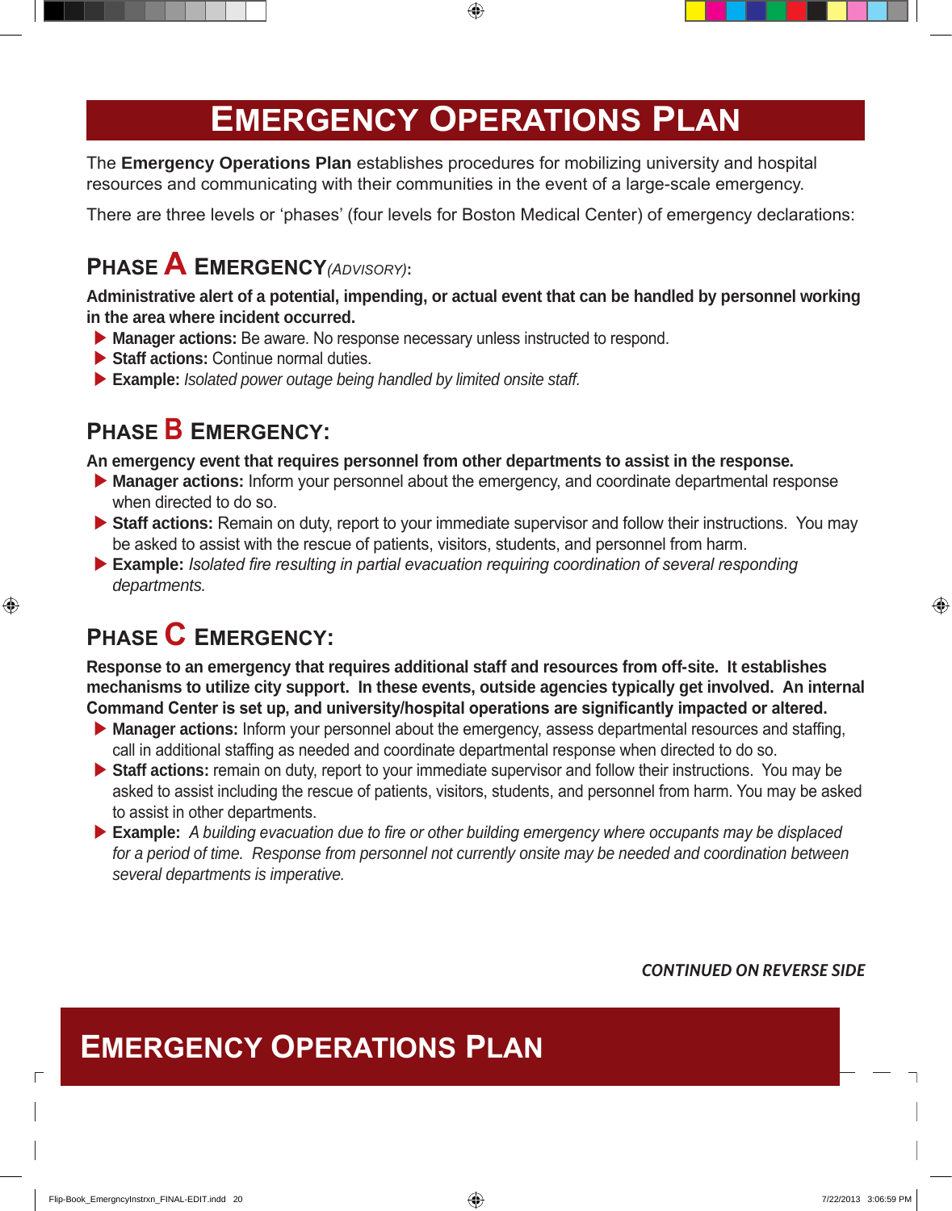# Emergency Operations Plan

The **Emergency Operations Plan** establishes procedures for mobilizing university and hospital resources and communicating with their communities in the event of a large-scale emergency.

There are three levels or 'phases' (four levels for Boston Medical Center) of emergency declarations:

## Phase A Emergency *(Advisory)*:

**Administrative alert of a potential, impending, or actual event that can be handled by personnel working in the area where incident occurred.**

- **Manager actions:** Be aware. No response necessary unless instructed to respond.
- **Staff actions:** Continue normal duties.
- **Example:** *Isolated power outage being handled by limited onsite staff.*

## Phase B Emergency:

**An emergency event that requires personnel from other departments to assist in the response.**

- **Manager actions:** Inform your personnel about the emergency, and coordinate departmental response when directed to do so.
- **Staff actions:** Remain on duty, report to your immediate supervisor and follow their instructions. You may be asked to assist with the rescue of patients, visitors, students, and personnel from harm.
- **Example:** *Isolated fire resulting in partial evacuation requiring coordination of several responding departments.*

## Phase C Emergency:

**Response to an emergency that requires additional staff and resources from off-site. It establishes mechanisms to utilize city support. In these events, outside agencies typically get involved. An internal Command Center is set up, and university/hospital operations are significantly impacted or altered.**

- **Manager actions:** Inform your personnel about the emergency, assess departmental resources and staffing, call in additional staffing as needed and coordinate departmental response when directed to do so.
- **Staff actions:** remain on duty, report to your immediate supervisor and follow their instructions. You may be asked to assist including the rescue of patients, visitors, students, and personnel from harm. You may be asked to assist in other departments.
- **Example:** *A building evacuation due to fire or other building emergency where occupants may be displaced for a period of time. Response from personnel not currently onsite may be needed and coordination between several departments is imperative.*

***CONTINUED ON REVERSE SIDE***

# Emergency Operations Plan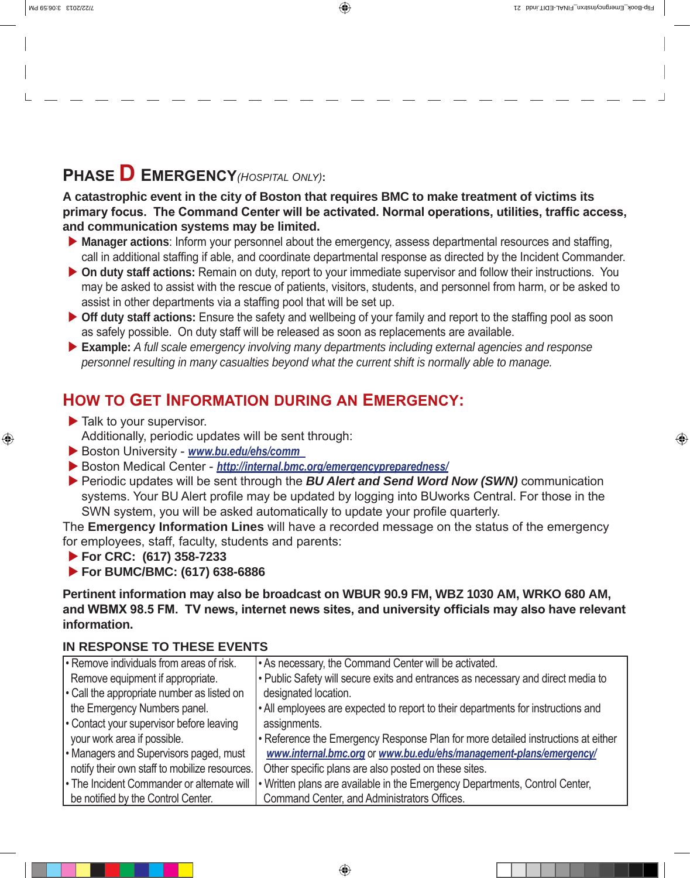## PHASE D EMERGENCY *(HOSPITAL ONLY)*:

**A catastrophic event in the city of Boston that requires BMC to make treatment of victims its primary focus. The Command Center will be activated. Normal operations, utilities, traffic access, and communication systems may be limited.**

- **Manager actions**: Inform your personnel about the emergency, assess departmental resources and staffing, call in additional staffing if able, and coordinate departmental response as directed by the Incident Commander.
- **On duty staff actions:** Remain on duty, report to your immediate supervisor and follow their instructions. You may be asked to assist with the rescue of patients, visitors, students, and personnel from harm, or be asked to assist in other departments via a staffing pool that will be set up.
- **Off duty staff actions:** Ensure the safety and wellbeing of your family and report to the staffing pool as soon as safely possible. On duty staff will be released as soon as replacements are available.
- **Example:** *A full scale emergency involving many departments including external agencies and response personnel resulting in many casualties beyond what the current shift is normally able to manage.*

## HOW TO GET INFORMATION DURING AN EMERGENCY:

- Talk to your supervisor.
  Additionally, periodic updates will be sent through:
- Boston University - www.bu.edu/ehs/comm
- Boston Medical Center - http://internal.bmc.org/emergencypreparedness/
- Periodic updates will be sent through the ***BU Alert and Send Word Now (SWN)*** communication systems. Your BU Alert profile may be updated by logging into BUworks Central. For those in the SWN system, you will be asked automatically to update your profile quarterly.

The **Emergency Information Lines** will have a recorded message on the status of the emergency for employees, staff, faculty, students and parents:

- **For CRC: (617) 358-7233**
- **For BUMC/BMC: (617) 638-6886**

**Pertinent information may also be broadcast on WBUR 90.9 FM, WBZ 1030 AM, WRKO 680 AM, and WBMX 98.5 FM. TV news, internet news sites, and university officials may also have relevant information.**

### IN RESPONSE TO THESE EVENTS

| | |
|---|---|
| • Remove individuals from areas of risk. Remove equipment if appropriate.<br>• Call the appropriate number as listed on the Emergency Numbers panel.<br>• Contact your supervisor before leaving your work area if possible.<br>• Managers and Supervisors paged, must notify their own staff to mobilize resources.<br>• The Incident Commander or alternate will be notified by the Control Center. | • As necessary, the Command Center will be activated.<br>• Public Safety will secure exits and entrances as necessary and direct media to designated location.<br>• All employees are expected to report to their departments for instructions and assignments.<br>• Reference the Emergency Response Plan for more detailed instructions at either www.internal.bmc.org or www.bu.edu/ehs/management-plans/emergency/ Other specific plans are also posted on these sites.<br>• Written plans are available in the Emergency Departments, Control Center, Command Center, and Administrators Offices. |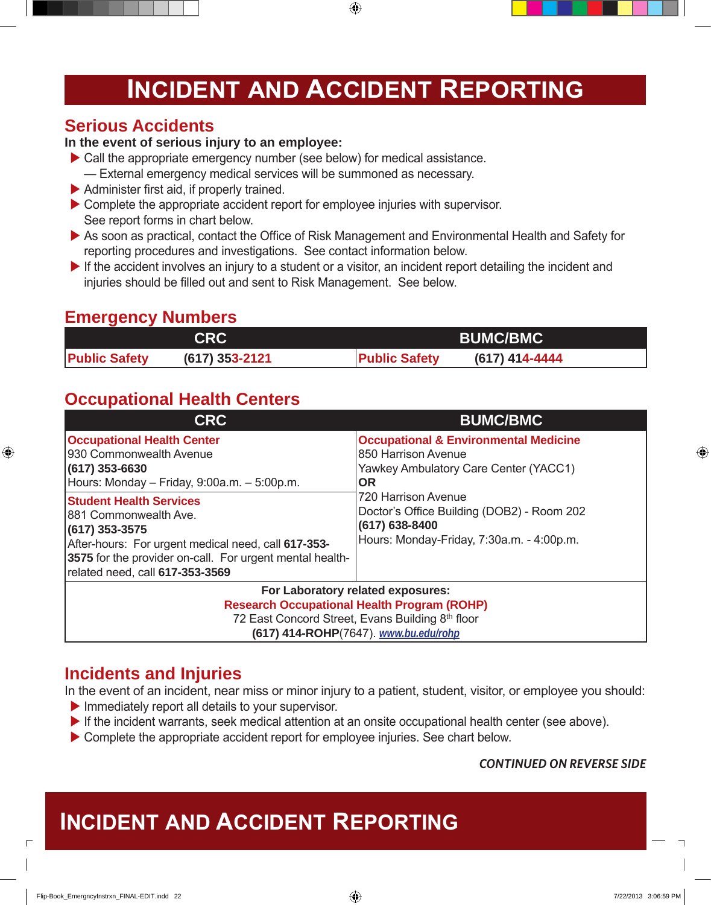# Incident and Accident Reporting

## Serious Accidents

**In the event of serious injury to an employee:**

- Call the appropriate emergency number (see below) for medical assistance.
  — External emergency medical services will be summoned as necessary.
- Administer first aid, if properly trained.
- Complete the appropriate accident report for employee injuries with supervisor. See report forms in chart below.
- As soon as practical, contact the Office of Risk Management and Environmental Health and Safety for reporting procedures and investigations. See contact information below.
- If the accident involves an injury to a student or a visitor, an incident report detailing the incident and injuries should be filled out and sent to Risk Management. See below.

## Emergency Numbers

| CRC | | BUMC/BMC | |
|---|---|---|---|
| **Public Safety** | **(617) 353-2121** | **Public Safety** | **(617) 414-4444** |

## Occupational Health Centers

| CRC | BUMC/BMC |
|---|---|
| **Occupational Health Center**<br>930 Commonwealth Avenue<br>**(617) 353-6630**<br>Hours: Monday – Friday, 9:00a.m. – 5:00p.m. | **Occupational & Environmental Medicine**<br>850 Harrison Avenue<br>Yawkey Ambulatory Care Center (YACC1)<br>**OR**<br>720 Harrison Avenue<br>Doctor's Office Building (DOB2) - Room 202<br>**(617) 638-8400**<br>Hours: Monday-Friday, 7:30a.m. - 4:00p.m. |
| **Student Health Services**<br>881 Commonwealth Ave.<br>**(617) 353-3575**<br>After-hours: For urgent medical need, call **617-353-3575** for the provider on-call. For urgent mental health-related need, call **617-353-3569** | |
| **For Laboratory related exposures:**<br>**Research Occupational Health Program (ROHP)**<br>72 East Concord Street, Evans Building 8th floor<br>**(617) 414-ROHP**(7647). www.bu.edu/rohp | |

## Incidents and Injuries

In the event of an incident, near miss or minor injury to a patient, student, visitor, or employee you should:

- Immediately report all details to your supervisor.
- If the incident warrants, seek medical attention at an onsite occupational health center (see above).
- Complete the appropriate accident report for employee injuries. See chart below.

*CONTINUED ON REVERSE SIDE*

# Incident and Accident Reporting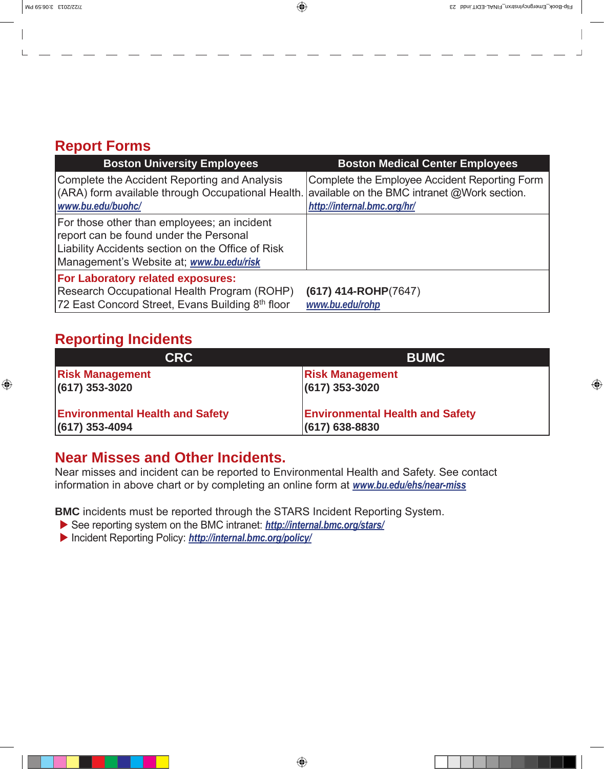## Report Forms

| Boston University Employees | Boston Medical Center Employees |
|---|---|
| Complete the Accident Reporting and Analysis (ARA) form available through Occupational Health. www.bu.edu/buohc/ | Complete the Employee Accident Reporting Form available on the BMC intranet @Work section. http://internal.bmc.org/hr/ |
| For those other than employees; an incident report can be found under the Personal Liability Accidents section on the Office of Risk Management's Website at; www.bu.edu/risk | |
| **For Laboratory related exposures:** Research Occupational Health Program (ROHP) 72 East Concord Street, Evans Building 8th floor | **(617) 414-ROHP**(7647) www.bu.edu/rohp |

## Reporting Incidents

| CRC | BUMC |
|---|---|
| **Risk Management** **(617) 353-3020** | **Risk Management** **(617) 353-3020** |
| **Environmental Health and Safety** **(617) 353-4094** | **Environmental Health and Safety** **(617) 638-8830** |

## Near Misses and Other Incidents.

Near misses and incident can be reported to Environmental Health and Safety. See contact information in above chart or by completing an online form at www.bu.edu/ehs/near-miss

**BMC** incidents must be reported through the STARS Incident Reporting System.

- See reporting system on the BMC intranet: http://internal.bmc.org/stars/
- Incident Reporting Policy: http://internal.bmc.org/policy/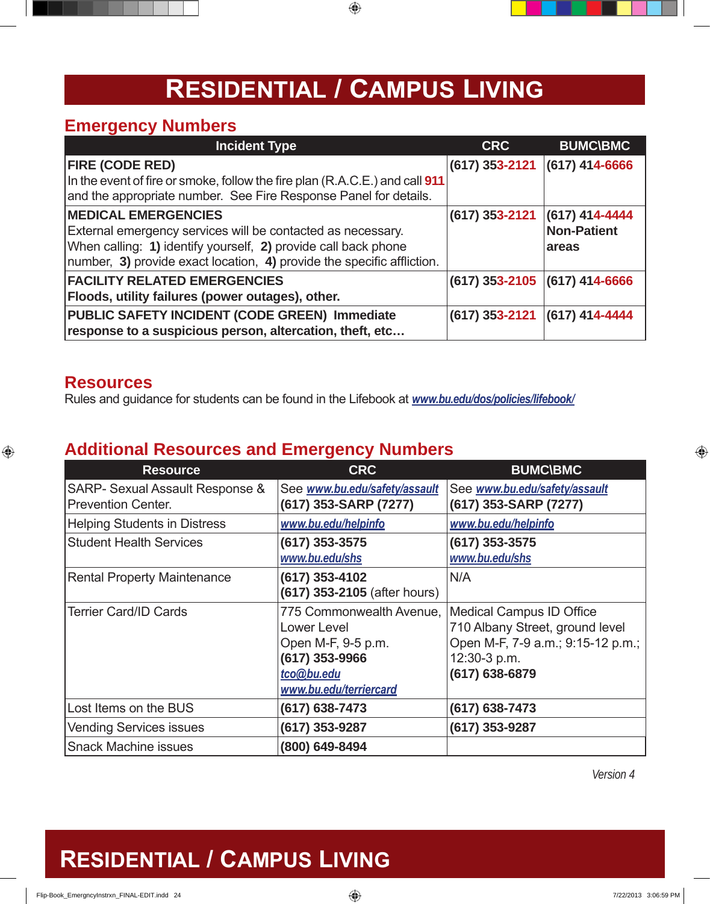# RESIDENTIAL / CAMPUS LIVING

## Emergency Numbers

| Incident Type | CRC | BUMC\BMC |
|---|---|---|
| **FIRE (CODE RED)**<br>In the event of fire or smoke, follow the fire plan (R.A.C.E.) and call **911** and the appropriate number. See Fire Response Panel for details. | **(617) 353-2121** | **(617) 414-6666** |
| **MEDICAL EMERGENCIES**<br>External emergency services will be contacted as necessary. When calling: **1)** identify yourself, **2)** provide call back phone number, **3)** provide exact location, **4)** provide the specific affliction. | **(617) 353-2121** | **(617) 414-4444 Non-Patient areas** |
| **FACILITY RELATED EMERGENCIES**<br>**Floods, utility failures (power outages), other.** | **(617) 353-2105** | **(617) 414-6666** |
| **PUBLIC SAFETY INCIDENT (CODE GREEN) Immediate response to a suspicious person, altercation, theft, etc…** | **(617) 353-2121** | **(617) 414-4444** |

## Resources

Rules and guidance for students can be found in the Lifebook at *www.bu.edu/dos/policies/lifebook/*

## Additional Resources and Emergency Numbers

| Resource | CRC | BUMC\BMC |
|---|---|---|
| SARP- Sexual Assault Response & Prevention Center. | See *www.bu.edu/safety/assault*<br>**(617) 353-SARP (7277)** | See *www.bu.edu/safety/assault*<br>**(617) 353-SARP (7277)** |
| Helping Students in Distress | *www.bu.edu/helpinfo* | *www.bu.edu/helpinfo* |
| Student Health Services | **(617) 353-3575**<br>*www.bu.edu/shs* | **(617) 353-3575**<br>*www.bu.edu/shs* |
| Rental Property Maintenance | **(617) 353-4102**<br>**(617) 353-2105** (after hours) | N/A |
| Terrier Card/ID Cards | 775 Commonwealth Avenue, Lower Level<br>Open M-F, 9-5 p.m.<br>**(617) 353-9966**<br>*tco@bu.edu*<br>*www.bu.edu/terriercard* | Medical Campus ID Office<br>710 Albany Street, ground level<br>Open M-F, 7-9 a.m.; 9:15-12 p.m.; 12:30-3 p.m.<br>**(617) 638-6879** |
| Lost Items on the BUS | **(617) 638-7473** | **(617) 638-7473** |
| Vending Services issues | **(617) 353-9287** | **(617) 353-9287** |
| Snack Machine issues | **(800) 649-8494** | |

*Version 4*